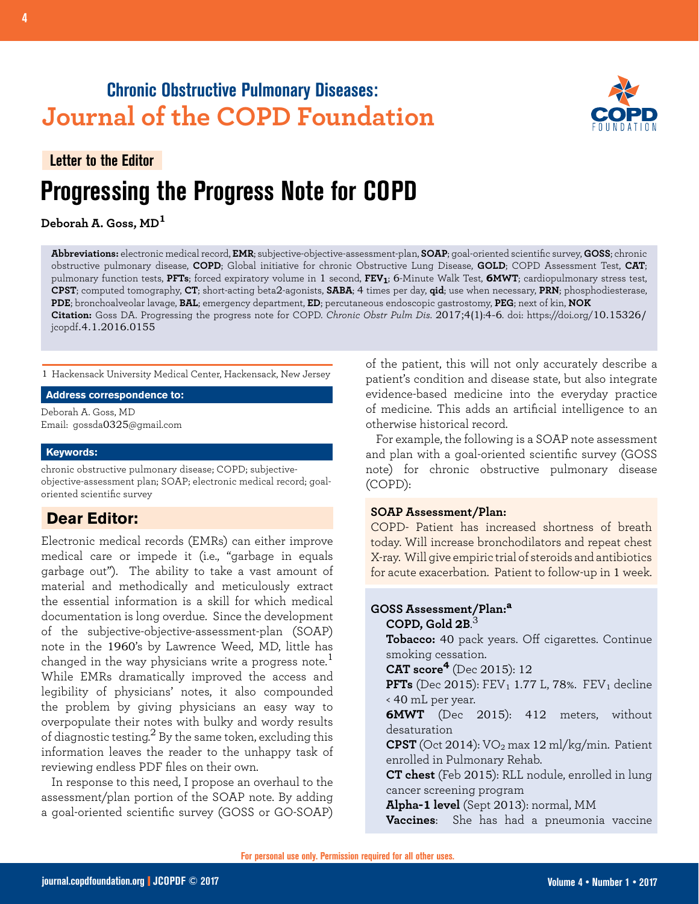Chronic Obstructive Pulmonary Diseases:
**Journal of the COPD Foundation**

**Letter to the Editor**

# Progressing the Progress Note for COPD

**Deborah A. Goss, MD[1]**

**Abbreviations:** electronic medical record, **EMR**; subjective-objective-assessment-plan, **SOAP**; goal-oriented scientific survey, **GOSS**; chronic obstructive pulmonary disease, **COPD**; Global initiative for chronic Obstructive Lung Disease, **GOLD**; COPD Assessment Test, **CAT**; pulmonary function tests, **PFTs**; forced expiratory volume in 1 second, **$FEV_1$**; 6-Minute Walk Test, **6MWT**; cardiopulmonary stress test, **CPST**; computed tomography, **CT**; short-acting beta2-agonists, **SABA**; 4 times per day, **qid**; use when necessary, **PRN**; phosphodiesterase, **PDE**; bronchoalveolar lavage, **BAL**; emergency department, **ED**; percutaneous endoscopic gastrostomy, **PEG**; next of kin, **NOK**

**Citation:** Goss DA. Progressing the progress note for COPD. *Chronic Obstr Pulm Dis*. 2017;4(1):4-6. doi: https://doi.org/10.15326/jcopdf.4.1.2016.0155

1 Hackensack University Medical Center, Hackensack, New Jersey

**Address correspondence to:**

Deborah A. Goss, MD
Email: gossda0325@gmail.com

**Keywords:**

chronic obstructive pulmonary disease; COPD; subjective-objective-assessment plan; SOAP; electronic medical record; goal-oriented scientific survey

## Dear Editor:

Electronic medical records (EMRs) can either improve medical care or impede it (i.e., "garbage in equals garbage out"). The ability to take a vast amount of material and methodically and meticulously extract the essential information is a skill for which medical documentation is long overdue. Since the development of the subjective-objective-assessment-plan (SOAP) note in the 1960's by Lawrence Weed, MD, little has changed in the way physicians write a progress note.[1] While EMRs dramatically improved the access and legibility of physicians' notes, it also compounded the problem by giving physicians an easy way to overpopulate their notes with bulky and wordy results of diagnostic testing.[2] By the same token, excluding this information leaves the reader to the unhappy task of reviewing endless PDF files on their own.

In response to this need, I propose an overhaul to the assessment/plan portion of the SOAP note. By adding a goal-oriented scientific survey (GOSS or GO-SOAP) of the patient, this will not only accurately describe a patient's condition and disease state, but also integrate evidence-based medicine into the everyday practice of medicine. This adds an artificial intelligence to an otherwise historical record.

For example, the following is a SOAP note assessment and plan with a goal-oriented scientific survey (GOSS note) for chronic obstructive pulmonary disease (COPD):

**SOAP Assessment/Plan:**

COPD- Patient has increased shortness of breath today. Will increase bronchodilators and repeat chest X-ray. Will give empiric trial of steroids and antibiotics for acute exacerbation. Patient to follow-up in 1 week.

**GOSS Assessment/Plan:[a]**

**COPD, Gold 2B**.[3]
**Tobacco:** 40 pack years. Off cigarettes. Continue smoking cessation.
**CAT score[4]** (Dec 2015): 12
**PFTs** (Dec 2015): $FEV_1$ 1.77 L, 78%. $FEV_1$ decline < 40 mL per year.
**6MWT** (Dec 2015): 412 meters, without desaturation
**CPST** (Oct 2014): $VO_2$ max 12 ml/kg/min. Patient enrolled in Pulmonary Rehab.
**CT chest** (Feb 2015): RLL nodule, enrolled in lung cancer screening program
**Alpha-1 level** (Sept 2013): normal, MM
**Vaccines**: She has had a pneumonia vaccine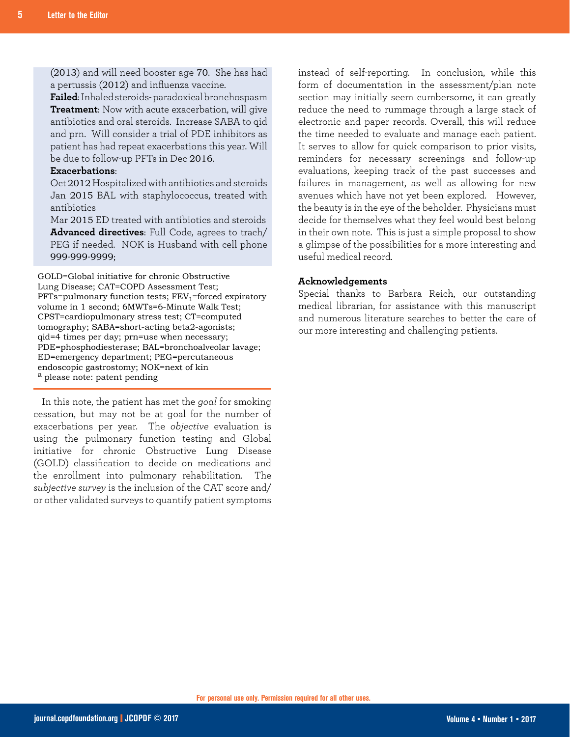(2013) and will need booster age 70. She has had a pertussis (2012) and influenza vaccine.
**Failed**: Inhaled steroids- paradoxical bronchospasm
**Treatment**: Now with acute exacerbation, will give antibiotics and oral steroids. Increase SABA to qid and prn. Will consider a trial of PDE inhibitors as patient has had repeat exacerbations this year. Will be due to follow-up PFTs in Dec 2016.
**Exacerbations**:
Oct 2012 Hospitalized with antibiotics and steroids
Jan 2015 BAL with staphylococcus, treated with antibiotics
Mar 2015 ED treated with antibiotics and steroids
**Advanced directives**: Full Code, agrees to trach/PEG if needed. NOK is Husband with cell phone 999-999-9999;

GOLD=Global initiative for chronic Obstructive Lung Disease; CAT=COPD Assessment Test; PFTs=pulmonary function tests; $FEV_1$=forced expiratory volume in 1 second; 6MWTs=6-Minute Walk Test; CPST=cardiopulmonary stress test; CT=computed tomography; SABA=short-acting beta2-agonists; qid=4 times per day; prn=use when necessary; PDE=phosphodiesterase; BAL=bronchoalveolar lavage; ED=emergency department; PEG=percutaneous endoscopic gastrostomy; NOK=next of kin
[a] please note: patent pending

In this note, the patient has met the *goal* for smoking cessation, but may not be at goal for the number of exacerbations per year. The *objective* evaluation is using the pulmonary function testing and Global initiative for chronic Obstructive Lung Disease (GOLD) classification to decide on medications and the enrollment into pulmonary rehabilitation. The *subjective survey* is the inclusion of the CAT score and/or other validated surveys to quantify patient symptoms instead of self-reporting. In conclusion, while this form of documentation in the assessment/plan note section may initially seem cumbersome, it can greatly reduce the need to rummage through a large stack of electronic and paper records. Overall, this will reduce the time needed to evaluate and manage each patient. It serves to allow for quick comparison to prior visits, reminders for necessary screenings and follow-up evaluations, keeping track of the past successes and failures in management, as well as allowing for new avenues which have not yet been explored. However, the beauty is in the eye of the beholder. Physicians must decide for themselves what they feel would best belong in their own note. This is just a simple proposal to show a glimpse of the possibilities for a more interesting and useful medical record.

## Acknowledgements

Special thanks to Barbara Reich, our outstanding medical librarian, for assistance with this manuscript and numerous literature searches to better the care of our more interesting and challenging patients.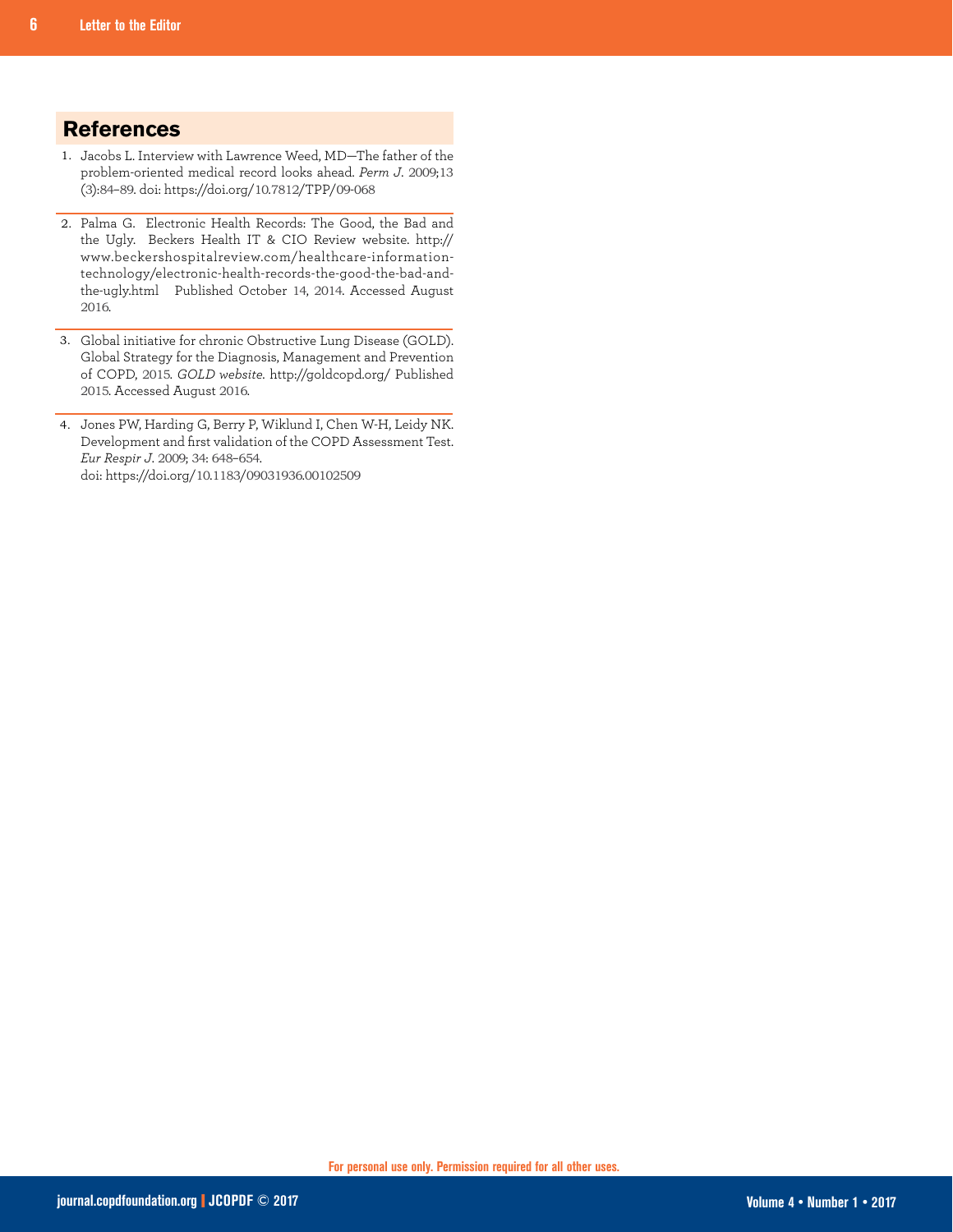## References

1. Jacobs L. Interview with Lawrence Weed, MD—The father of the problem-oriented medical record looks ahead. *Perm J*. 2009;13 (3):84–89. doi: https://doi.org/10.7812/TPP/09-068

2. Palma G. Electronic Health Records: The Good, the Bad and the Ugly. Beckers Health IT & CIO Review website. http://www.beckershospitalreview.com/healthcare-information-technology/electronic-health-records-the-good-the-bad-and-the-ugly.html Published October 14, 2014. Accessed August 2016.

3. Global initiative for chronic Obstructive Lung Disease (GOLD). Global Strategy for the Diagnosis, Management and Prevention of COPD, 2015. *GOLD website*. http://goldcopd.org/ Published 2015. Accessed August 2016.

4. Jones PW, Harding G, Berry P, Wiklund I, Chen W-H, Leidy NK. Development and first validation of the COPD Assessment Test. *Eur Respir J*. 2009; 34: 648–654. doi: https://doi.org/10.1183/09031936.00102509